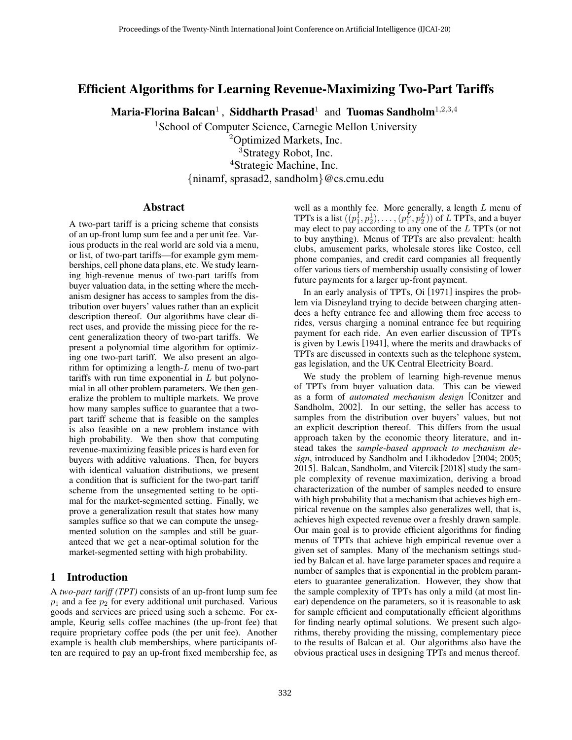# Efficient Algorithms for Learning Revenue-Maximizing Two-Part Tariffs

**Maria-Florina Balcan**[1], **Siddharth Prasad**[1] and **Tuomas Sandholm**[1,2,3,4]

[1]School of Computer Science, Carnegie Mellon University
[2]Optimized Markets, Inc.
[3]Strategy Robot, Inc.
[4]Strategic Machine, Inc.
{ninamf, sprasad2, sandholm}@cs.cmu.edu

## Abstract

A two-part tariff is a pricing scheme that consists of an up-front lump sum fee and a per unit fee. Various products in the real world are sold via a menu, or list, of two-part tariffs—for example gym memberships, cell phone data plans, etc. We study learning high-revenue menus of two-part tariffs from buyer valuation data, in the setting where the mechanism designer has access to samples from the distribution over buyers' values rather than an explicit description thereof. Our algorithms have clear direct uses, and provide the missing piece for the recent generalization theory of two-part tariffs. We present a polynomial time algorithm for optimizing one two-part tariff. We also present an algorithm for optimizing a length-$L$ menu of two-part tariffs with run time exponential in $L$ but polynomial in all other problem parameters. We then generalize the problem to multiple markets. We prove how many samples suffice to guarantee that a two-part tariff scheme that is feasible on the samples is also feasible on a new problem instance with high probability. We then show that computing revenue-maximizing feasible prices is hard even for buyers with additive valuations. Then, for buyers with identical valuation distributions, we present a condition that is sufficient for the two-part tariff scheme from the unsegmented setting to be optimal for the market-segmented setting. Finally, we prove a generalization result that states how many samples suffice so that we can compute the unsegmented solution on the samples and still be guaranteed that we get a near-optimal solution for the market-segmented setting with high probability.

## 1 Introduction

A *two-part tariff (TPT)* consists of an up-front lump sum fee $p_1$ and a fee $p_2$ for every additional unit purchased. Various goods and services are priced using such a scheme. For example, Keurig sells coffee machines (the up-front fee) that require proprietary coffee pods (the per unit fee). Another example is health club memberships, where participants often are required to pay an up-front fixed membership fee, as well as a monthly fee. More generally, a length $L$ menu of TPTs is a list $((p_1^1, p_2^1), \dots, (p_1^L, p_2^L))$ of $L$ TPTs, and a buyer may elect to pay according to any one of the $L$ TPTs (or not to buy anything). Menus of TPTs are also prevalent: health clubs, amusement parks, wholesale stores like Costco, cell phone companies, and credit card companies all frequently offer various tiers of membership usually consisting of lower future payments for a larger up-front payment.

In an early analysis of TPTs, Oi [1971] inspires the problem via Disneyland trying to decide between charging attendees a hefty entrance fee and allowing them free access to rides, versus charging a nominal entrance fee but requiring payment for each ride. An even earlier discussion of TPTs is given by Lewis [1941], where the merits and drawbacks of TPTs are discussed in contexts such as the telephone system, gas legislation, and the UK Central Electricity Board.

We study the problem of learning high-revenue menus of TPTs from buyer valuation data. This can be viewed as a form of *automated mechanism design* [Conitzer and Sandholm, 2002]. In our setting, the seller has access to samples from the distribution over buyers' values, but not an explicit description thereof. This differs from the usual approach taken by the economic theory literature, and instead takes the *sample-based approach to mechanism design*, introduced by Sandholm and Likhodedov [2004; 2005; 2015]. Balcan, Sandholm, and Vitercik [2018] study the sample complexity of revenue maximization, deriving a broad characterization of the number of samples needed to ensure with high probability that a mechanism that achieves high empirical revenue on the samples also generalizes well, that is, achieves high expected revenue over a freshly drawn sample. Our main goal is to provide efficient algorithms for finding menus of TPTs that achieve high empirical revenue over a given set of samples. Many of the mechanism settings studied by Balcan et al. have large parameter spaces and require a number of samples that is exponential in the problem parameters to guarantee generalization. However, they show that the sample complexity of TPTs has only a mild (at most linear) dependence on the parameters, so it is reasonable to ask for sample efficient and computationally efficient algorithms for finding nearly optimal solutions. We present such algorithms, thereby providing the missing, complementary piece to the results of Balcan et al. Our algorithms also have the obvious practical uses in designing TPTs and menus thereof.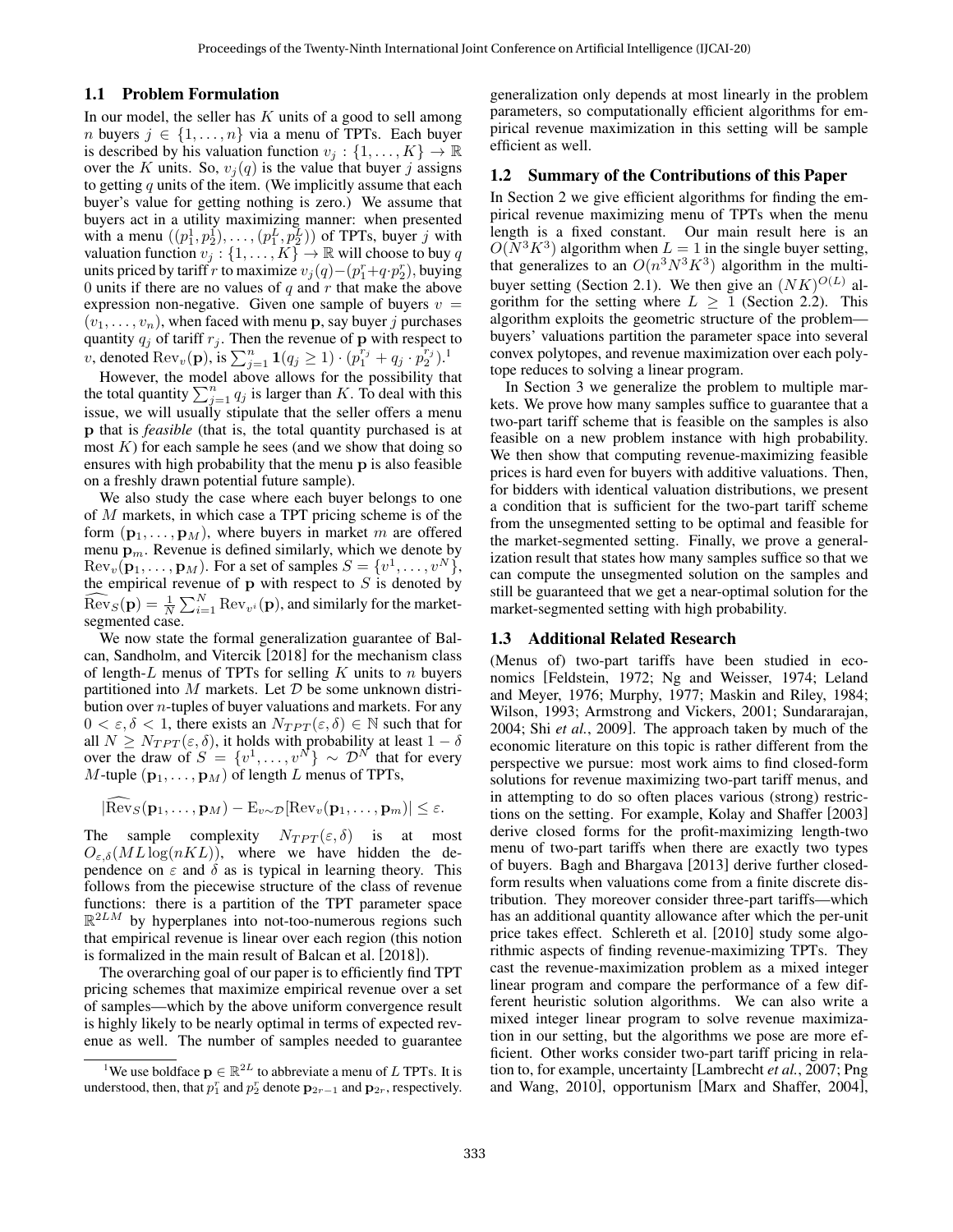### 1.1 Problem Formulation

In our model, the seller has $K$ units of a good to sell among $n$ buyers $j \in \{1, \ldots, n\}$ via a menu of TPTs. Each buyer is described by his valuation function $v_j : \{1, \ldots, K\} \to \mathbb{R}$ over the $K$ units. So, $v_j(q)$ is the value that buyer $j$ assigns to getting $q$ units of the item. (We implicitly assume that each buyer's value for getting nothing is zero.) We assume that buyers act in a utility maximizing manner: when presented with a menu $((p_1^1, p_2^1), \ldots, (p_1^L, p_2^L))$ of TPTs, buyer $j$ with valuation function $v_j : \{1, \ldots, K\} \to \mathbb{R}$ will choose to buy $q$ units priced by tariff $r$ to maximize $v_j(q) - (p_1^r + q \cdot p_2^r)$, buying 0 units if there are no values of $q$ and $r$ that make the above expression non-negative. Given one sample of buyers $v = (v_1, \ldots, v_n)$, when faced with menu $\mathbf{p}$, say buyer $j$ purchases quantity $q_j$ of tariff $r_j$. Then the revenue of $\mathbf{p}$ with respect to $v$, denoted $\mathrm{Rev}_v(\mathbf{p})$, is $\sum_{j=1}^n \mathbf{1}(q_j \geq 1) \cdot (p_1^{r_j} + q_j \cdot p_2^{r_j})$.[1]

However, the model above allows for the possibility that the total quantity $\sum_{j=1}^n q_j$ is larger than $K$. To deal with this issue, we will usually stipulate that the seller offers a menu $\mathbf{p}$ that is *feasible* (that is, the total quantity purchased is at most $K$) for each sample he sees (and we show that doing so ensures with high probability that the menu $\mathbf{p}$ is also feasible on a freshly drawn potential future sample).

We also study the case where each buyer belongs to one of $M$ markets, in which case a TPT pricing scheme is of the form $(\mathbf{p}_1, \ldots, \mathbf{p}_M)$, where buyers in market $m$ are offered menu $\mathbf{p}_m$. Revenue is defined similarly, which we denote by $\mathrm{Rev}_v(\mathbf{p}_1, \ldots, \mathbf{p}_M)$. For a set of samples $S = \{v^1, \ldots, v^N\}$, the empirical revenue of $\mathbf{p}$ with respect to $S$ is denoted by $\widehat{\mathrm{Rev}}_S(\mathbf{p}) = \frac{1}{N}\sum_{i=1}^N \mathrm{Rev}_{v^i}(\mathbf{p})$, and similarly for the market-segmented case.

We now state the formal generalization guarantee of Balcan, Sandholm, and Vitercik [2018] for the mechanism class of length-$L$ menus of TPTs for selling $K$ units to $n$ buyers partitioned into $M$ markets. Let $\mathcal{D}$ be some unknown distribution over $n$-tuples of buyer valuations and markets. For any $0 < \varepsilon, \delta < 1$, there exists an $N_{TPT}(\varepsilon, \delta) \in \mathbb{N}$ such that for all $N \geq N_{TPT}(\varepsilon, \delta)$, it holds with probability at least $1 - \delta$ over the draw of $S = \{v^1, \ldots, v^N\} \sim \mathcal{D}^N$ that for every $M$-tuple $(\mathbf{p}_1, \ldots, \mathbf{p}_M)$ of length $L$ menus of TPTs,

$$|\widehat{\mathrm{Rev}}_S(\mathbf{p}_1, \ldots, \mathbf{p}_M) - \mathrm{E}_{v \sim \mathcal{D}}[\mathrm{Rev}_v(\mathbf{p}_1, \ldots, \mathbf{p}_m)| \leq \varepsilon.$$

The sample complexity $N_{TPT}(\varepsilon, \delta)$ is at most $O_{\varepsilon,\delta}(ML \log(nKL))$, where we have hidden the dependence on $\varepsilon$ and $\delta$ as is typical in learning theory. This follows from the piecewise structure of the class of revenue functions: there is a partition of the TPT parameter space $\mathbb{R}^{2LM}$ by hyperplanes into not-too-numerous regions such that empirical revenue is linear over each region (this notion is formalized in the main result of Balcan et al. [2018]).

The overarching goal of our paper is to efficiently find TPT pricing schemes that maximize empirical revenue over a set of samples—which by the above uniform convergence result is highly likely to be nearly optimal in terms of expected revenue as well. The number of samples needed to guarantee generalization only depends at most linearly in the problem parameters, so computationally efficient algorithms for empirical revenue maximization in this setting will be sample efficient as well.

### 1.2 Summary of the Contributions of this Paper

In Section 2 we give efficient algorithms for finding the empirical revenue maximizing menu of TPTs when the menu length is a fixed constant. Our main result here is an $O(N^3K^3)$ algorithm when $L = 1$ in the single buyer setting, that generalizes to an $O(n^3N^3K^3)$ algorithm in the multi-buyer setting (Section 2.1). We then give an $(NK)^{O(L)}$ algorithm for the setting where $L \geq 1$ (Section 2.2). This algorithm exploits the geometric structure of the problem—buyers' valuations partition the parameter space into several convex polytopes, and revenue maximization over each polytope reduces to solving a linear program.

In Section 3 we generalize the problem to multiple markets. We prove how many samples suffice to guarantee that a two-part tariff scheme that is feasible on the samples is also feasible on a new problem instance with high probability. We then show that computing revenue-maximizing feasible prices is hard even for buyers with additive valuations. Then, for bidders with identical valuation distributions, we present a condition that is sufficient for the two-part tariff scheme from the unsegmented setting to be optimal and feasible for the market-segmented setting. Finally, we prove a generalization result that states how many samples suffice so that we can compute the unsegmented solution on the samples and still be guaranteed that we get a near-optimal solution for the market-segmented setting with high probability.

### 1.3 Additional Related Research

(Menus of) two-part tariffs have been studied in economics [Feldstein, 1972; Ng and Weisser, 1974; Leland and Meyer, 1976; Murphy, 1977; Maskin and Riley, 1984; Wilson, 1993; Armstrong and Vickers, 2001; Sundararajan, 2004; Shi *et al.*, 2009]. The approach taken by much of the economic literature on this topic is rather different from the perspective we pursue: most work aims to find closed-form solutions for revenue maximizing two-part tariff menus, and in attempting to do so often places various (strong) restrictions on the setting. For example, Kolay and Shaffer [2003] derive closed forms for the profit-maximizing length-two menu of two-part tariffs when there are exactly two types of buyers. Bagh and Bhargava [2013] derive further closed-form results when valuations come from a finite discrete distribution. They moreover consider three-part tariffs—which has an additional quantity allowance after which the per-unit price takes effect. Schlereth et al. [2010] study some algorithmic aspects of finding revenue-maximizing TPTs. They cast the revenue-maximization problem as a mixed integer linear program and compare the performance of a few different heuristic solution algorithms. We can also write a mixed integer linear program to solve revenue maximization in our setting, but the algorithms we pose are more efficient. Other works consider two-part tariff pricing in relation to, for example, uncertainty [Lambrecht *et al.*, 2007; Png and Wang, 2010], opportunism [Marx and Shaffer, 2004],

[1] We use boldface $\mathbf{p} \in \mathbb{R}^{2L}$ to abbreviate a menu of $L$ TPTs. It is understood, then, that $p_1^r$ and $p_2^r$ denote $\mathbf{p}_{2r-1}$ and $\mathbf{p}_{2r}$, respectively.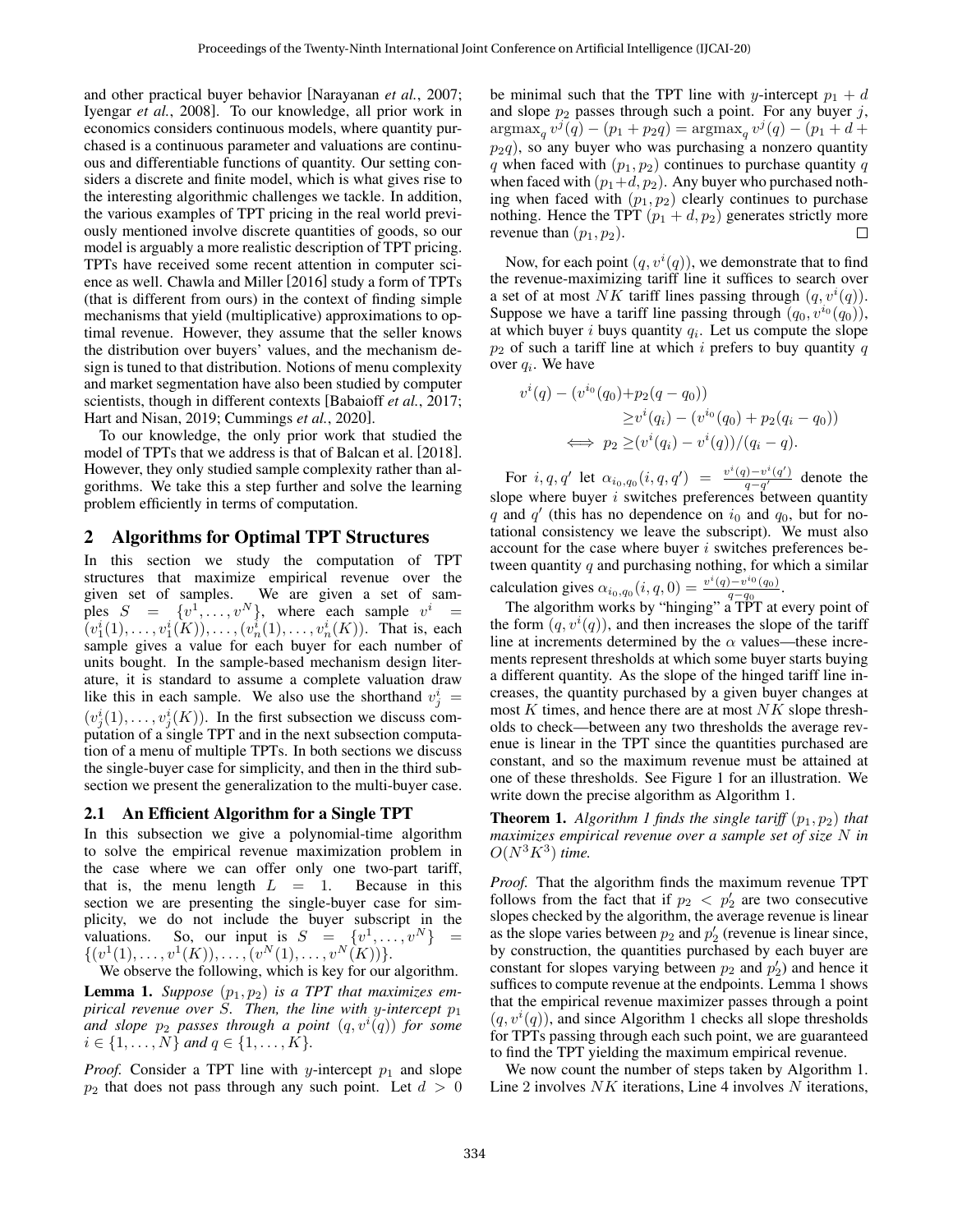and other practical buyer behavior [Narayanan *et al.*, 2007; Iyengar *et al.*, 2008]. To our knowledge, all prior work in economics considers continuous models, where quantity purchased is a continuous parameter and valuations are continuous and differentiable functions of quantity. Our setting considers a discrete and finite model, which is what gives rise to the interesting algorithmic challenges we tackle. In addition, the various examples of TPT pricing in the real world previously mentioned involve discrete quantities of goods, so our model is arguably a more realistic description of TPT pricing. TPTs have received some recent attention in computer science as well. Chawla and Miller [2016] study a form of TPTs (that is different from ours) in the context of finding simple mechanisms that yield (multiplicative) approximations to optimal revenue. However, they assume that the seller knows the distribution over buyers' values, and the mechanism design is tuned to that distribution. Notions of menu complexity and market segmentation have also been studied by computer scientists, though in different contexts [Babaioff *et al.*, 2017; Hart and Nisan, 2019; Cummings *et al.*, 2020].

To our knowledge, the only prior work that studied the model of TPTs that we address is that of Balcan et al. [2018]. However, they only studied sample complexity rather than algorithms. We take this a step further and solve the learning problem efficiently in terms of computation.

## 2 Algorithms for Optimal TPT Structures

In this section we study the computation of TPT structures that maximize empirical revenue over the given set of samples. We are given a set of samples $S = \{v^1, \ldots, v^N\}$, where each sample $v^i = (v_1^i(1), \ldots, v_1^i(K)), \ldots, (v_n^i(1), \ldots, v_n^i(K))$. That is, each sample gives a value for each buyer for each number of units bought. In the sample-based mechanism design literature, it is standard to assume a complete valuation draw like this in each sample. We also use the shorthand $v_j^i = (v_j^i(1), \ldots, v_j^i(K))$. In the first subsection we discuss computation of a single TPT and in the next subsection computation of a menu of multiple TPTs. In both sections we discuss the single-buyer case for simplicity, and then in the third subsection we present the generalization to the multi-buyer case.

### 2.1 An Efficient Algorithm for a Single TPT

In this subsection we give a polynomial-time algorithm to solve the empirical revenue maximization problem in the case where we can offer only one two-part tariff, that is, the menu length $L = 1$. Because in this section we are presenting the single-buyer case for simplicity, we do not include the buyer subscript in the valuations. So, our input is $S = \{v^1, \ldots, v^N\} = \{(v^1(1), \ldots, v^1(K)), \ldots, (v^N(1), \ldots, v^N(K))\}$.

We observe the following, which is key for our algorithm.

**Lemma 1.** *Suppose $(p_1, p_2)$ is a TPT that maximizes empirical revenue over $S$. Then, the line with $y$-intercept $p_1$ and slope $p_2$ passes through a point $(q, v^i(q))$ for some $i \in \{1, \ldots, N\}$ and $q \in \{1, \ldots, K\}$.*

*Proof.* Consider a TPT line with $y$-intercept $p_1$ and slope $p_2$ that does not pass through any such point. Let $d > 0$ be minimal such that the TPT line with $y$-intercept $p_1 + d$ and slope $p_2$ passes through such a point. For any buyer $j$, $\text{argmax}_q\, v^j(q) - (p_1 + p_2 q) = \text{argmax}_q\, v^j(q) - (p_1 + d + p_2 q)$, so any buyer who was purchasing a nonzero quantity $q$ when faced with $(p_1, p_2)$ continues to purchase quantity $q$ when faced with $(p_1 + d, p_2)$. Any buyer who purchased nothing when faced with $(p_1, p_2)$ clearly continues to purchase nothing. Hence the TPT $(p_1 + d, p_2)$ generates strictly more revenue than $(p_1, p_2)$. $\square$

Now, for each point $(q, v^i(q))$, we demonstrate that to find the revenue-maximizing tariff line it suffices to search over a set of at most $NK$ tariff lines passing through $(q, v^i(q))$. Suppose we have a tariff line passing through $(q_0, v^{i_0}(q_0))$, at which buyer $i$ buys quantity $q_i$. Let us compute the slope $p_2$ of such a tariff line at which $i$ prefers to buy quantity $q$ over $q_i$. We have

$$
\begin{aligned}
v^i(q) - (v^{i_0}(q_0) + p_2(q - q_0)) & \\
\geq v^i(q_i) - (v^{i_0}(q_0) + p_2(q_i - q_0)) & \\
\iff p_2 \geq (v^i(q_i) - v^i(q))/(q_i - q). &
\end{aligned}
$$

For $i, q, q'$ let $\alpha_{i_0, q_0}(i, q, q') = \frac{v^i(q) - v^i(q')}{q - q'}$ denote the slope where buyer $i$ switches preferences between quantity $q$ and $q'$ (this has no dependence on $i_0$ and $q_0$, but for notational consistency we leave the subscript). We must also account for the case where buyer $i$ switches preferences between quantity $q$ and purchasing nothing, for which a similar calculation gives $\alpha_{i_0, q_0}(i, q, 0) = \frac{v^i(q) - v^{i_0}(q_0)}{q - q_0}$.

The algorithm works by "hinging" a TPT at every point of the form $(q, v^i(q))$, and then increases the slope of the tariff line at increments determined by the $\alpha$ values—these increments represent thresholds at which some buyer starts buying a different quantity. As the slope of the hinged tariff line increases, the quantity purchased by a given buyer changes at most $K$ times, and hence there are at most $NK$ slope thresholds to check—between any two thresholds the average revenue is linear in the TPT since the quantities purchased are constant, and so the maximum revenue must be attained at one of these thresholds. See Figure 1 for an illustration. We write down the precise algorithm as Algorithm 1.

**Theorem 1.** *Algorithm 1 finds the single tariff $(p_1, p_2)$ that maximizes empirical revenue over a sample set of size $N$ in $O(N^3K^3)$ time.*

*Proof.* That the algorithm finds the maximum revenue TPT follows from the fact that if $p_2 < p_2'$ are two consecutive slopes checked by the algorithm, the average revenue is linear as the slope varies between $p_2$ and $p_2'$ (revenue is linear since, by construction, the quantities purchased by each buyer are constant for slopes varying between $p_2$ and $p_2'$) and hence it suffices to compute revenue at the endpoints. Lemma 1 shows that the empirical revenue maximizer passes through a point $(q, v^i(q))$, and since Algorithm 1 checks all slope thresholds for TPTs passing through each such point, we are guaranteed to find the TPT yielding the maximum empirical revenue.

We now count the number of steps taken by Algorithm 1. Line 2 involves $NK$ iterations, Line 4 involves $N$ iterations,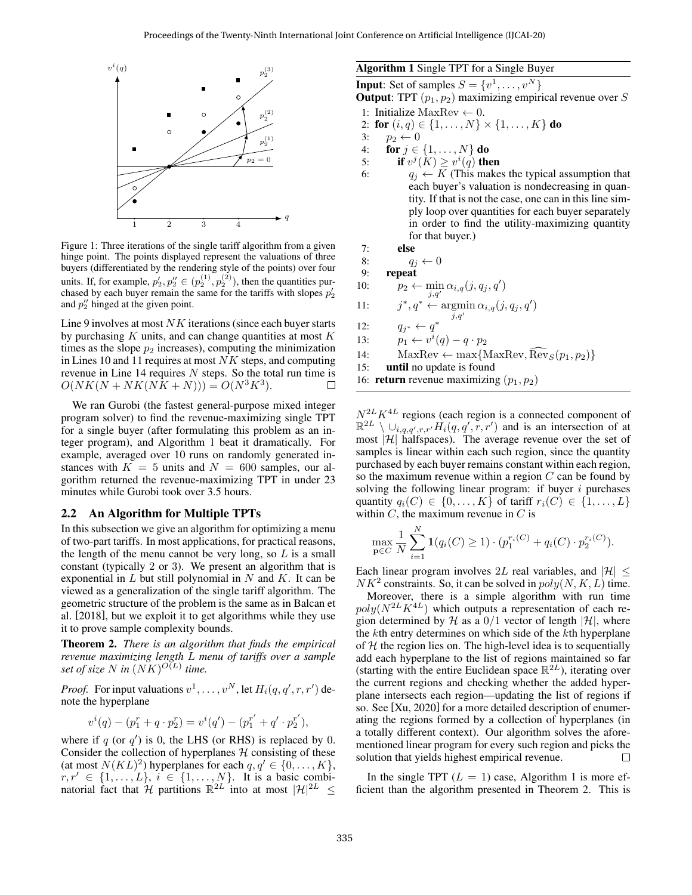Figure 1: Three iterations of the single tariff algorithm from a given hinge point. The points displayed represent the valuations of three buyers (differentiated by the rendering style of the points) over four units. If, for example, $p_2', p_2'' \in (p_2^{(1)}, p_2^{(2)})$, then the quantities purchased by each buyer remain the same for the tariffs with slopes $p_2'$ and $p_2''$ hinged at the given point.

Line 9 involves at most $NK$ iterations (since each buyer starts by purchasing $K$ units, and can change quantities at most $K$ times as the slope $p_2$ increases), computing the minimization in Lines 10 and 11 requires at most $NK$ steps, and computing revenue in Line 14 requires $N$ steps. So the total run time is $O(NK(N + NK(NK + N))) = O(N^3K^3)$. □

We ran Gurobi (the fastest general-purpose mixed integer program solver) to find the revenue-maximizing single TPT for a single buyer (after formulating this problem as an integer program), and Algorithm 1 beat it dramatically. For example, averaged over 10 runs on randomly generated instances with $K = 5$ units and $N = 600$ samples, our algorithm returned the revenue-maximizing TPT in under 23 minutes while Gurobi took over 3.5 hours.

**Algorithm 1** Single TPT for a Single Buyer

**Input**: Set of samples $S = \{v^1, \ldots, v^N\}$
**Output**: TPT $(p_1, p_2)$ maximizing empirical revenue over $S$

1: Initialize $\text{MaxRev} \leftarrow 0$.
2: **for** $(i, q) \in \{1, \ldots, N\} \times \{1, \ldots, K\}$ **do**
3: $\quad p_2 \leftarrow 0$
4: $\quad$**for** $j \in \{1, \ldots, N\}$ **do**
5: $\quad\quad$**if** $v^j(K) \geq v^i(q)$ **then**
6: $\quad\quad\quad q_j \leftarrow K$ (This makes the typical assumption that each buyer's valuation is nondecreasing in quantity. If that is not the case, one can in this line simply loop over quantities for each buyer separately in order to find the utility-maximizing quantity for that buyer.)
7: $\quad\quad$**else**
8: $\quad\quad\quad q_j \leftarrow 0$
9: $\quad$**repeat**
10: $\quad\quad p_2 \leftarrow \min_{j,q'} \alpha_{i,q}(j, q_j, q')$
11: $\quad\quad j^*, q^* \leftarrow \operatorname{argmin}_{j,q'} \alpha_{i,q}(j, q_j, q')$
12: $\quad\quad q_{j^*} \leftarrow q^*$
13: $\quad\quad p_1 \leftarrow v^i(q) - q \cdot p_2$
14: $\quad\quad \text{MaxRev} \leftarrow \max\{\text{MaxRev}, \widehat{\text{Rev}}_S(p_1, p_2)\}$
15: $\quad$**until** no update is found
16: **return** revenue maximizing $(p_1, p_2)$

## 2.2 An Algorithm for Multiple TPTs

In this subsection we give an algorithm for optimizing a menu of two-part tariffs. In most applications, for practical reasons, the length of the menu cannot be very long, so $L$ is a small constant (typically 2 or 3). We present an algorithm that is exponential in $L$ but still polynomial in $N$ and $K$. It can be viewed as a generalization of the single tariff algorithm. The geometric structure of the problem is the same as in Balcan et al. [2018], but we exploit it to get algorithms while they use it to prove sample complexity bounds.

**Theorem 2.** *There is an algorithm that finds the empirical revenue maximizing length $L$ menu of tariffs over a sample set of size $N$ in $(NK)^{O(L)}$ time.*

*Proof.* For input valuations $v^1, \ldots, v^N$, let $H_i(q, q', r, r')$ denote the hyperplane

$$v^i(q) - (p_1^r + q \cdot p_2^r) = v^i(q') - (p_1^{r'} + q' \cdot p_2^{r'}),$$

where if $q$ (or $q'$) is 0, the LHS (or RHS) is replaced by 0. Consider the collection of hyperplanes $\mathcal{H}$ consisting of these (at most $N(KL)^2$) hyperplanes for each $q, q' \in \{0, \ldots, K\}$, $r, r' \in \{1, \ldots, L\}$, $i \in \{1, \ldots, N\}$. It is a basic combinatorial fact that $\mathcal{H}$ partitions $\mathbb{R}^{2L}$ into at most $|\mathcal{H}|^{2L} \leq N^{2L}K^{4L}$ regions (each region is a connected component of $\mathbb{R}^{2L} \setminus \cup_{i,q,q',r,r'} H_i(q, q', r, r')$ and is an intersection of at most $|\mathcal{H}|$ halfspaces). The average revenue over the set of samples is linear within each such region, since the quantity purchased by each buyer remains constant within each region, so the maximum revenue within a region $C$ can be found by solving the following linear program: if buyer $i$ purchases quantity $q_i(C) \in \{0, \ldots, K\}$ of tariff $r_i(C) \in \{1, \ldots, L\}$ within $C$, the maximum revenue in $C$ is

$$\max_{\mathbf{p} \in C} \frac{1}{N} \sum_{i=1}^{N} \mathbf{1}(q_i(C) \geq 1) \cdot (p_1^{r_i(C)} + q_i(C) \cdot p_2^{r_i(C)}).$$

Each linear program involves $2L$ real variables, and $|\mathcal{H}| \leq NK^2$ constraints. So, it can be solved in $poly(N, K, L)$ time.

Moreover, there is a simple algorithm with run time $poly(N^{2L}K^{4L})$ which outputs a representation of each region determined by $\mathcal{H}$ as a 0/1 vector of length $|\mathcal{H}|$, where the $k$th entry determines on which side of the $k$th hyperplane of $\mathcal{H}$ the region lies on. The high-level idea is to sequentially add each hyperplane to the list of regions maintained so far (starting with the entire Euclidean space $\mathbb{R}^{2L}$), iterating over the current regions and checking whether the added hyperplane intersects each region—updating the list of regions if so. See [Xu, 2020] for a more detailed description of enumerating the regions formed by a collection of hyperplanes (in a totally different context). Our algorithm solves the aforementioned linear program for every such region and picks the solution that yields highest empirical revenue. □

In the single TPT ($L = 1$) case, Algorithm 1 is more efficient than the algorithm presented in Theorem 2. This is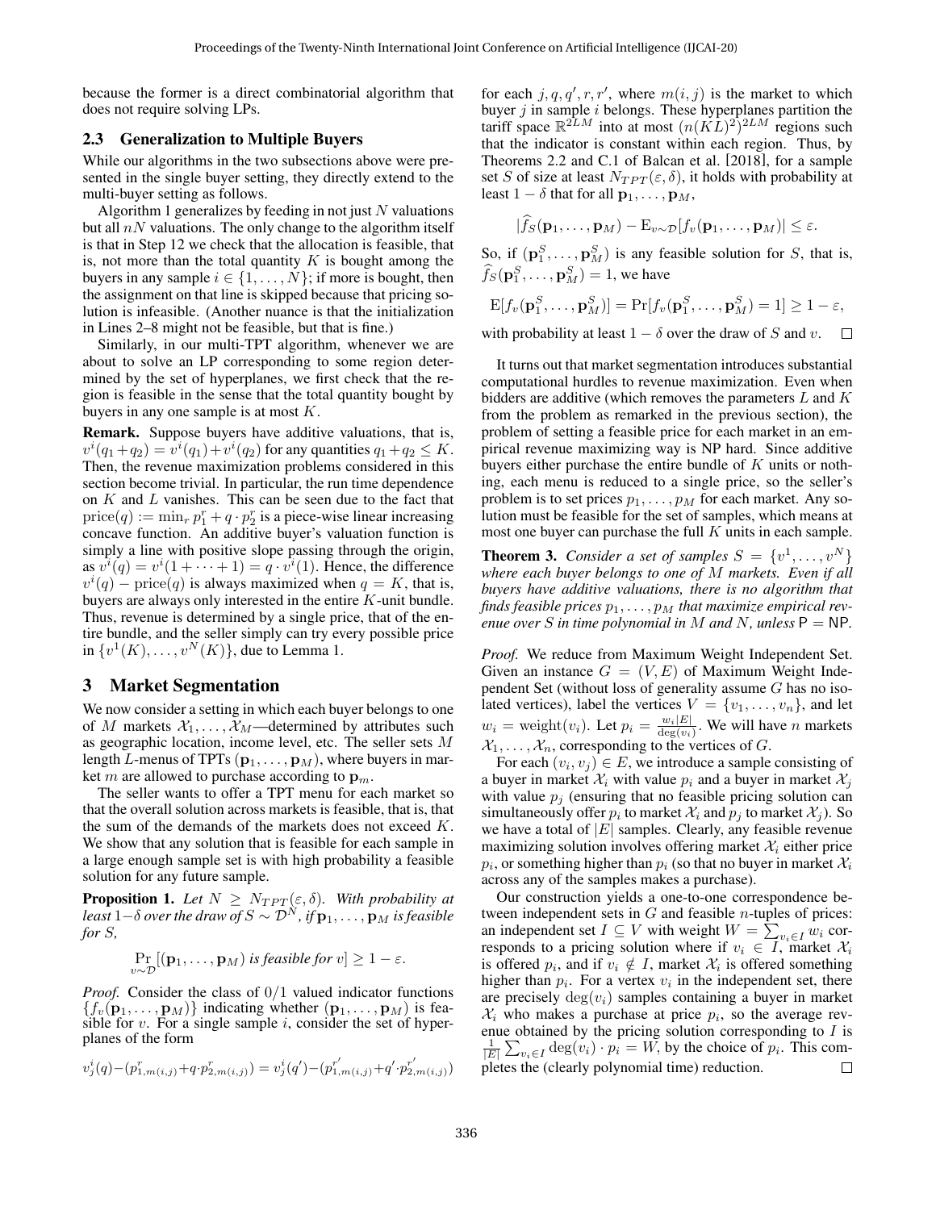because the former is a direct combinatorial algorithm that does not require solving LPs.

### 2.3 Generalization to Multiple Buyers

While our algorithms in the two subsections above were presented in the single buyer setting, they directly extend to the multi-buyer setting as follows.

Algorithm 1 generalizes by feeding in not just $N$ valuations but all $nN$ valuations. The only change to the algorithm itself is that in Step 12 we check that the allocation is feasible, that is, not more than the total quantity $K$ is bought among the buyers in any sample $i \in \{1, \ldots, N\}$; if more is bought, then the assignment on that line is skipped because that pricing solution is infeasible. (Another nuance is that the initialization in Lines 2–8 might not be feasible, but that is fine.)

Similarly, in our multi-TPT algorithm, whenever we are about to solve an LP corresponding to some region determined by the set of hyperplanes, we first check that the region is feasible in the sense that the total quantity bought by buyers in any one sample is at most $K$.

**Remark.** Suppose buyers have additive valuations, that is, $v^i(q_1+q_2) = v^i(q_1)+v^i(q_2)$ for any quantities $q_1+q_2 \leq K$. Then, the revenue maximization problems considered in this section become trivial. In particular, the run time dependence on $K$ and $L$ vanishes. This can be seen due to the fact that $\text{price}(q) := \min_r p_1^r + q \cdot p_2^r$ is a piece-wise linear increasing concave function. An additive buyer's valuation function is simply a line with positive slope passing through the origin, as $v^i(q) = v^i(1 + \cdots + 1) = q \cdot v^i(1)$. Hence, the difference $v^i(q) - \text{price}(q)$ is always maximized when $q = K$, that is, buyers are always only interested in the entire $K$-unit bundle. Thus, revenue is determined by a single price, that of the entire bundle, and the seller simply can try every possible price in $\{v^1(K), \ldots, v^N(K)\}$, due to Lemma 1.

## 3 Market Segmentation

We now consider a setting in which each buyer belongs to one of $M$ markets $\mathcal{X}_1, \ldots, \mathcal{X}_M$—determined by attributes such as geographic location, income level, etc. The seller sets $M$ length $L$-menus of TPTs $(\mathbf{p}_1, \ldots, \mathbf{p}_M)$, where buyers in market $m$ are allowed to purchase according to $\mathbf{p}_m$.

The seller wants to offer a TPT menu for each market so that the overall solution across markets is feasible, that is, that the sum of the demands of the markets does not exceed $K$. We show that any solution that is feasible for each sample in a large enough sample set is with high probability a feasible solution for any future sample.

**Proposition 1.** *Let $N \geq N_{TPT}(\varepsilon, \delta)$. With probability at least $1-\delta$ over the draw of $S \sim \mathcal{D}^N$, if $\mathbf{p}_1, \ldots, \mathbf{p}_M$ is feasible for $S$,*

$$\Pr_{v\sim\mathcal{D}}[(\mathbf{p}_1, \ldots, \mathbf{p}_M) \text{ is feasible for } v] \geq 1 - \varepsilon.$$

*Proof.* Consider the class of $0/1$ valued indicator functions $\{f_v(\mathbf{p}_1, \ldots, \mathbf{p}_M)\}$ indicating whether $(\mathbf{p}_1, \ldots, \mathbf{p}_M)$ is feasible for $v$. For a single sample $i$, consider the set of hyperplanes of the form

$$v_j^i(q) - (p_{1,m(i,j)}^r + q \cdot p_{2,m(i,j)}^r) = v_j^i(q') - (p_{1,m(i,j)}^{r'} + q' \cdot p_{2,m(i,j)}^{r'})$$

for each $j, q, q', r, r'$, where $m(i, j)$ is the market to which buyer $j$ in sample $i$ belongs. These hyperplanes partition the tariff space $\mathbb{R}^{2LM}$ into at most $(n(KL)^2)^{2LM}$ regions such that the indicator is constant within each region. Thus, by Theorems 2.2 and C.1 of Balcan et al. [2018], for a sample set $S$ of size at least $N_{TPT}(\varepsilon, \delta)$, it holds with probability at least $1 - \delta$ that for all $\mathbf{p}_1, \ldots, \mathbf{p}_M$,

$$|\widehat{f}_S(\mathbf{p}_1, \ldots, \mathbf{p}_M) - \mathrm{E}_{v\sim\mathcal{D}}[f_v(\mathbf{p}_1, \ldots, \mathbf{p}_M)]| \leq \varepsilon.$$

So, if $(\mathbf{p}_1^S, \ldots, \mathbf{p}_M^S)$ is any feasible solution for $S$, that is, $\widehat{f}_S(\mathbf{p}_1^S, \ldots, \mathbf{p}_M^S) = 1$, we have

$$\mathrm{E}[f_v(\mathbf{p}_1^S, \ldots, \mathbf{p}_M^S)] = \Pr[f_v(\mathbf{p}_1^S, \ldots, \mathbf{p}_M^S) = 1] \geq 1 - \varepsilon,$$

with probability at least $1 - \delta$ over the draw of $S$ and $v$. $\square$

It turns out that market segmentation introduces substantial computational hurdles to revenue maximization. Even when bidders are additive (which removes the parameters $L$ and $K$ from the problem as remarked in the previous section), the problem of setting a feasible price for each market in an empirical revenue maximizing way is NP hard. Since additive buyers either purchase the entire bundle of $K$ units or nothing, each menu is reduced to a single price, so the seller's problem is to set prices $p_1, \ldots, p_M$ for each market. Any solution must be feasible for the set of samples, which means at most one buyer can purchase the full $K$ units in each sample.

**Theorem 3.** *Consider a set of samples $S = \{v^1, \ldots, v^N\}$ where each buyer belongs to one of $M$ markets. Even if all buyers have additive valuations, there is no algorithm that finds feasible prices $p_1, \ldots, p_M$ that maximize empirical revenue over $S$ in time polynomial in $M$ and $N$, unless $\mathsf{P} = \mathsf{NP}$.*

*Proof.* We reduce from Maximum Weight Independent Set. Given an instance $G = (V, E)$ of Maximum Weight Independent Set (without loss of generality assume $G$ has no isolated vertices), label the vertices $V = \{v_1, \ldots, v_n\}$, and let $w_i = \text{weight}(v_i)$. Let $p_i = \frac{w_i|E|}{\deg(v_i)}$. We will have $n$ markets $\mathcal{X}_1, \ldots, \mathcal{X}_n$, corresponding to the vertices of $G$.

For each $(v_i, v_j) \in E$, we introduce a sample consisting of a buyer in market $\mathcal{X}_i$ with value $p_i$ and a buyer in market $\mathcal{X}_j$ with value $p_j$ (ensuring that no feasible pricing solution can simultaneously offer $p_i$ to market $\mathcal{X}_i$ and $p_j$ to market $\mathcal{X}_j$). So we have a total of $|E|$ samples. Clearly, any feasible revenue maximizing solution involves offering market $\mathcal{X}_i$ either price $p_i$, or something higher than $p_i$ (so that no buyer in market $\mathcal{X}_i$ across any of the samples makes a purchase).

Our construction yields a one-to-one correspondence between independent sets in $G$ and feasible $n$-tuples of prices: an independent set $I \subseteq V$ with weight $W = \sum_{v_i \in I} w_i$ corresponds to a pricing solution where if $v_i \in I$, market $\mathcal{X}_i$ is offered $p_i$, and if $v_i \notin I$, market $\mathcal{X}_i$ is offered something higher than $p_i$. For a vertex $v_i$ in the independent set, there are precisely $\deg(v_i)$ samples containing a buyer in market $\mathcal{X}_i$ who makes a purchase at price $p_i$, so the average revenue obtained by the pricing solution corresponding to $I$ is $\frac{1}{|E|}\sum_{v_i\in I} \deg(v_i) \cdot p_i = W$, by the choice of $p_i$. This completes the (clearly polynomial time) reduction. $\square$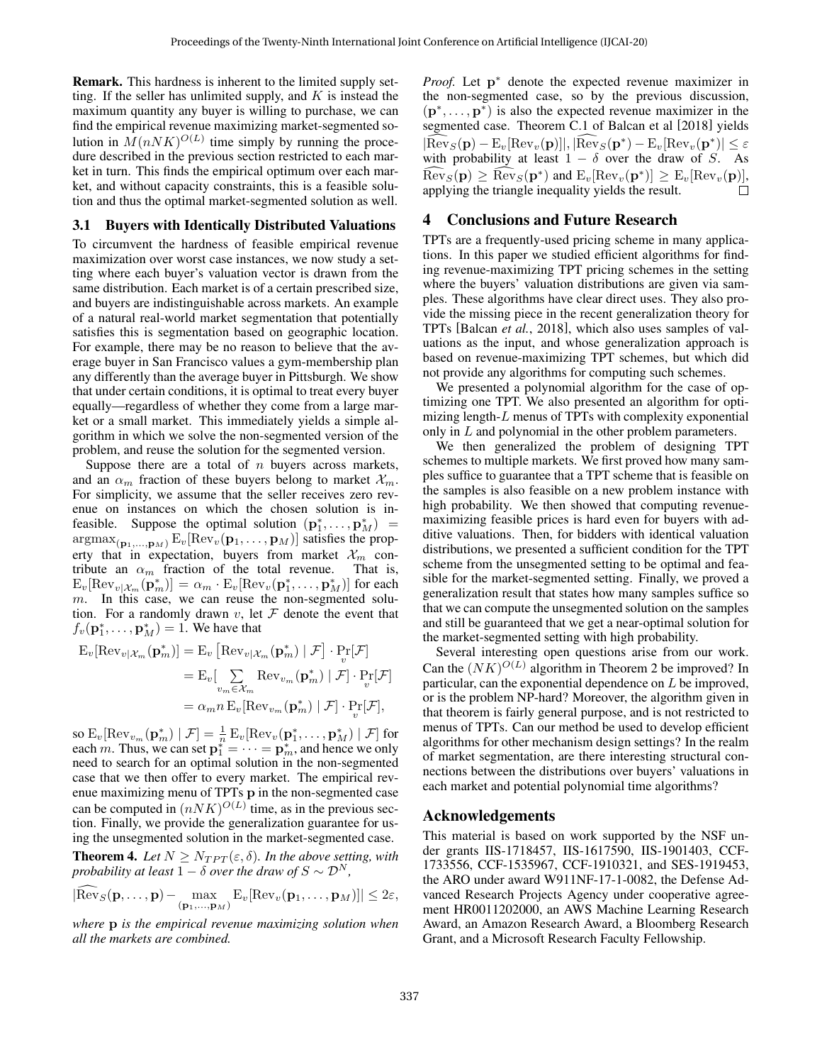**Remark.** This hardness is inherent to the limited supply setting. If the seller has unlimited supply, and $K$ is instead the maximum quantity any buyer is willing to purchase, we can find the empirical revenue maximizing market-segmented solution in $M(nNK)^{O(L)}$ time simply by running the procedure described in the previous section restricted to each market in turn. This finds the empirical optimum over each market, and without capacity constraints, this is a feasible solution and thus the optimal market-segmented solution as well.

### 3.1 Buyers with Identically Distributed Valuations

To circumvent the hardness of feasible empirical revenue maximization over worst case instances, we now study a setting where each buyer's valuation vector is drawn from the same distribution. Each market is of a certain prescribed size, and buyers are indistinguishable across markets. An example of a natural real-world market segmentation that potentially satisfies this is segmentation based on geographic location. For example, there may be no reason to believe that the average buyer in San Francisco values a gym-membership plan any differently than the average buyer in Pittsburgh. We show that under certain conditions, it is optimal to treat every buyer equally—regardless of whether they come from a large market or a small market. This immediately yields a simple algorithm in which we solve the non-segmented version of the problem, and reuse the solution for the segmented version.

Suppose there are a total of $n$ buyers across markets, and an $\alpha_m$ fraction of these buyers belong to market $\mathcal{X}_m$. For simplicity, we assume that the seller receives zero revenue on instances on which the chosen solution is infeasible. Suppose the optimal solution $(\mathbf{p}_1^*, \dots, \mathbf{p}_M^*) = \operatorname{argmax}_{(\mathbf{p}_1,\dots,\mathbf{p}_M)} \mathrm{E}_v[\mathrm{Rev}_v(\mathbf{p}_1, \dots, \mathbf{p}_M)]$ satisfies the property that in expectation, buyers from market $\mathcal{X}_m$ contribute an $\alpha_m$ fraction of the total revenue. That is, $\mathrm{E}_v[\mathrm{Rev}_{v|\mathcal{X}_m}(\mathbf{p}_m^*)] = \alpha_m \cdot \mathrm{E}_v[\mathrm{Rev}_v(\mathbf{p}_1^*, \dots, \mathbf{p}_M^*)]$ for each $m$. In this case, we can reuse the non-segmented solution. For a randomly drawn $v$, let $\mathcal{F}$ denote the event that $f_v(\mathbf{p}_1^*, \dots, \mathbf{p}_M^*) = 1$. We have that

$$
\begin{aligned}
\mathrm{E}_v[\mathrm{Rev}_{v|\mathcal{X}_m}(\mathbf{p}_m^*)] &= \mathrm{E}_v\left[\mathrm{Rev}_{v|\mathcal{X}_m}(\mathbf{p}_m^*) \mid \mathcal{F}\right] \cdot \Pr_v[\mathcal{F}] \\
&= \mathrm{E}_v\Big[\sum_{v_m \in \mathcal{X}_m} \mathrm{Rev}_{v_m}(\mathbf{p}_m^*) \mid \mathcal{F}\Big] \cdot \Pr_v[\mathcal{F}] \\
&= \alpha_m n \,\mathrm{E}_v[\mathrm{Rev}_{v_m}(\mathbf{p}_m^*) \mid \mathcal{F}] \cdot \Pr_v[\mathcal{F}],
\end{aligned}
$$

so $\mathrm{E}_v[\mathrm{Rev}_{v_m}(\mathbf{p}_m^*) \mid \mathcal{F}] = \frac{1}{n} \mathrm{E}_v[\mathrm{Rev}_v(\mathbf{p}_1^*, \dots, \mathbf{p}_M^*) \mid \mathcal{F}]$ for each $m$. Thus, we can set $\mathbf{p}_1^* = \cdots = \mathbf{p}_m^*$, and hence we only need to search for an optimal solution in the non-segmented case that we then offer to every market. The empirical revenue maximizing menu of TPTs $\mathbf{p}$ in the non-segmented case can be computed in $(nNK)^{O(L)}$ time, as in the previous section. Finally, we provide the generalization guarantee for using the unsegmented solution in the market-segmented case.

**Theorem 4.** *Let $N \geq N_{TPT}(\varepsilon, \delta)$. In the above setting, with probability at least $1 - \delta$ over the draw of $S \sim \mathcal{D}^N$,*

$$
|\widehat{\mathrm{Rev}}_S(\mathbf{p}, \dots, \mathbf{p}) - \max_{(\mathbf{p}_1,\dots,\mathbf{p}_M)} \mathrm{E}_v[\mathrm{Rev}_v(\mathbf{p}_1, \dots, \mathbf{p}_M)]| \leq 2\varepsilon,
$$

*where $\mathbf{p}$ is the empirical revenue maximizing solution when all the markets are combined.*

*Proof.* Let $\mathbf{p}^*$ denote the expected revenue maximizer in the non-segmented case, so by the previous discussion, $(\mathbf{p}^*, \dots, \mathbf{p}^*)$ is also the expected revenue maximizer in the segmented case. Theorem C.1 of Balcan et al [2018] yields $|\widehat{\mathrm{Rev}}_S(\mathbf{p}) - \mathrm{E}_v[\mathrm{Rev}_v(\mathbf{p})]|, |\widehat{\mathrm{Rev}}_S(\mathbf{p}^*) - \mathrm{E}_v[\mathrm{Rev}_v(\mathbf{p}^*)]| \leq \varepsilon$ with probability at least $1 - \delta$ over the draw of $S$. As $\widehat{\mathrm{Rev}}_S(\mathbf{p}) \geq \widehat{\mathrm{Rev}}_S(\mathbf{p}^*)$ and $\mathrm{E}_v[\mathrm{Rev}_v(\mathbf{p}^*)] \geq \mathrm{E}_v[\mathrm{Rev}_v(\mathbf{p})]$, applying the triangle inequality yields the result. $\square$

## 4 Conclusions and Future Research

TPTs are a frequently-used pricing scheme in many applications. In this paper we studied efficient algorithms for finding revenue-maximizing TPT pricing schemes in the setting where the buyers' valuation distributions are given via samples. These algorithms have clear direct uses. They also provide the missing piece in the recent generalization theory for TPTs [Balcan *et al.*, 2018], which also uses samples of valuations as the input, and whose generalization approach is based on revenue-maximizing TPT schemes, but which did not provide any algorithms for computing such schemes.

We presented a polynomial algorithm for the case of optimizing one TPT. We also presented an algorithm for optimizing length-$L$ menus of TPTs with complexity exponential only in $L$ and polynomial in the other problem parameters.

We then generalized the problem of designing TPT schemes to multiple markets. We first proved how many samples suffice to guarantee that a TPT scheme that is feasible on the samples is also feasible on a new problem instance with high probability. We then showed that computing revenue-maximizing feasible prices is hard even for buyers with additive valuations. Then, for bidders with identical valuation distributions, we presented a sufficient condition for the TPT scheme from the unsegmented setting to be optimal and feasible for the market-segmented setting. Finally, we proved a generalization result that states how many samples suffice so that we can compute the unsegmented solution on the samples and still be guaranteed that we get a near-optimal solution for the market-segmented setting with high probability.

Several interesting open questions arise from our work. Can the $(NK)^{O(L)}$ algorithm in Theorem 2 be improved? In particular, can the exponential dependence on $L$ be improved, or is the problem NP-hard? Moreover, the algorithm given in that theorem is fairly general purpose, and is not restricted to menus of TPTs. Can our method be used to develop efficient algorithms for other mechanism design settings? In the realm of market segmentation, are there interesting structural connections between the distributions over buyers' valuations in each market and potential polynomial time algorithms?

## Acknowledgements

This material is based on work supported by the NSF under grants IIS-1718457, IIS-1617590, IIS-1901403, CCF-1733556, CCF-1535967, CCF-1910321, and SES-1919453, the ARO under award W911NF-17-1-0082, the Defense Advanced Research Projects Agency under cooperative agreement HR0011202000, an AWS Machine Learning Research Award, an Amazon Research Award, a Bloomberg Research Grant, and a Microsoft Research Faculty Fellowship.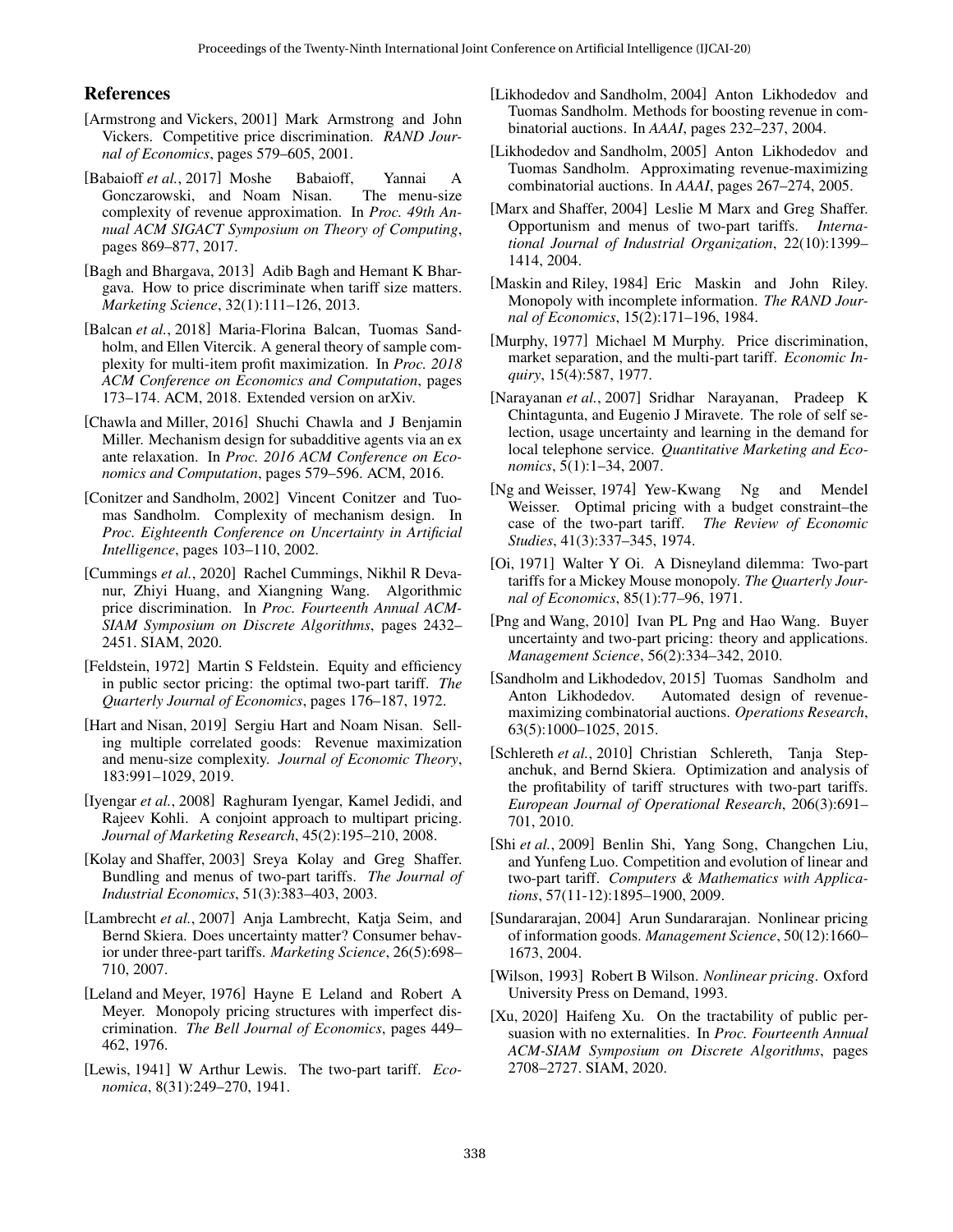## References

[Armstrong and Vickers, 2001] Mark Armstrong and John Vickers. Competitive price discrimination. *RAND Journal of Economics*, pages 579–605, 2001.

[Babaioff *et al.*, 2017] Moshe Babaioff, Yannai A Gonczarowski, and Noam Nisan. The menu-size complexity of revenue approximation. In *Proc. 49th Annual ACM SIGACT Symposium on Theory of Computing*, pages 869–877, 2017.

[Bagh and Bhargava, 2013] Adib Bagh and Hemant K Bhargava. How to price discriminate when tariff size matters. *Marketing Science*, 32(1):111–126, 2013.

[Balcan *et al.*, 2018] Maria-Florina Balcan, Tuomas Sandholm, and Ellen Vitercik. A general theory of sample complexity for multi-item profit maximization. In *Proc. 2018 ACM Conference on Economics and Computation*, pages 173–174. ACM, 2018. Extended version on arXiv.

[Chawla and Miller, 2016] Shuchi Chawla and J Benjamin Miller. Mechanism design for subadditive agents via an ex ante relaxation. In *Proc. 2016 ACM Conference on Economics and Computation*, pages 579–596. ACM, 2016.

[Conitzer and Sandholm, 2002] Vincent Conitzer and Tuomas Sandholm. Complexity of mechanism design. In *Proc. Eighteenth Conference on Uncertainty in Artificial Intelligence*, pages 103–110, 2002.

[Cummings *et al.*, 2020] Rachel Cummings, Nikhil R Devanur, Zhiyi Huang, and Xiangning Wang. Algorithmic price discrimination. In *Proc. Fourteenth Annual ACM-SIAM Symposium on Discrete Algorithms*, pages 2432–2451. SIAM, 2020.

[Feldstein, 1972] Martin S Feldstein. Equity and efficiency in public sector pricing: the optimal two-part tariff. *The Quarterly Journal of Economics*, pages 176–187, 1972.

[Hart and Nisan, 2019] Sergiu Hart and Noam Nisan. Selling multiple correlated goods: Revenue maximization and menu-size complexity. *Journal of Economic Theory*, 183:991–1029, 2019.

[Iyengar *et al.*, 2008] Raghuram Iyengar, Kamel Jedidi, and Rajeev Kohli. A conjoint approach to multipart pricing. *Journal of Marketing Research*, 45(2):195–210, 2008.

[Kolay and Shaffer, 2003] Sreya Kolay and Greg Shaffer. Bundling and menus of two-part tariffs. *The Journal of Industrial Economics*, 51(3):383–403, 2003.

[Lambrecht *et al.*, 2007] Anja Lambrecht, Katja Seim, and Bernd Skiera. Does uncertainty matter? Consumer behavior under three-part tariffs. *Marketing Science*, 26(5):698–710, 2007.

[Leland and Meyer, 1976] Hayne E Leland and Robert A Meyer. Monopoly pricing structures with imperfect discrimination. *The Bell Journal of Economics*, pages 449–462, 1976.

[Lewis, 1941] W Arthur Lewis. The two-part tariff. *Economica*, 8(31):249–270, 1941.

[Likhodedov and Sandholm, 2004] Anton Likhodedov and Tuomas Sandholm. Methods for boosting revenue in combinatorial auctions. In *AAAI*, pages 232–237, 2004.

[Likhodedov and Sandholm, 2005] Anton Likhodedov and Tuomas Sandholm. Approximating revenue-maximizing combinatorial auctions. In *AAAI*, pages 267–274, 2005.

[Marx and Shaffer, 2004] Leslie M Marx and Greg Shaffer. Opportunism and menus of two-part tariffs. *International Journal of Industrial Organization*, 22(10):1399–1414, 2004.

[Maskin and Riley, 1984] Eric Maskin and John Riley. Monopoly with incomplete information. *The RAND Journal of Economics*, 15(2):171–196, 1984.

[Murphy, 1977] Michael M Murphy. Price discrimination, market separation, and the multi-part tariff. *Economic Inquiry*, 15(4):587, 1977.

[Narayanan *et al.*, 2007] Sridhar Narayanan, Pradeep K Chintagunta, and Eugenio J Miravete. The role of self selection, usage uncertainty and learning in the demand for local telephone service. *Quantitative Marketing and Economics*, 5(1):1–34, 2007.

[Ng and Weisser, 1974] Yew-Kwang Ng and Mendel Weisser. Optimal pricing with a budget constraint–the case of the two-part tariff. *The Review of Economic Studies*, 41(3):337–345, 1974.

[Oi, 1971] Walter Y Oi. A Disneyland dilemma: Two-part tariffs for a Mickey Mouse monopoly. *The Quarterly Journal of Economics*, 85(1):77–96, 1971.

[Png and Wang, 2010] Ivan PL Png and Hao Wang. Buyer uncertainty and two-part pricing: theory and applications. *Management Science*, 56(2):334–342, 2010.

[Sandholm and Likhodedov, 2015] Tuomas Sandholm and Anton Likhodedov. Automated design of revenue-maximizing combinatorial auctions. *Operations Research*, 63(5):1000–1025, 2015.

[Schlereth *et al.*, 2010] Christian Schlereth, Tanja Stepanchuk, and Bernd Skiera. Optimization and analysis of the profitability of tariff structures with two-part tariffs. *European Journal of Operational Research*, 206(3):691–701, 2010.

[Shi *et al.*, 2009] Benlin Shi, Yang Song, Changchen Liu, and Yunfeng Luo. Competition and evolution of linear and two-part tariff. *Computers & Mathematics with Applications*, 57(11-12):1895–1900, 2009.

[Sundararajan, 2004] Arun Sundararajan. Nonlinear pricing of information goods. *Management Science*, 50(12):1660–1673, 2004.

[Wilson, 1993] Robert B Wilson. *Nonlinear pricing*. Oxford University Press on Demand, 1993.

[Xu, 2020] Haifeng Xu. On the tractability of public persuasion with no externalities. In *Proc. Fourteenth Annual ACM-SIAM Symposium on Discrete Algorithms*, pages 2708–2727. SIAM, 2020.